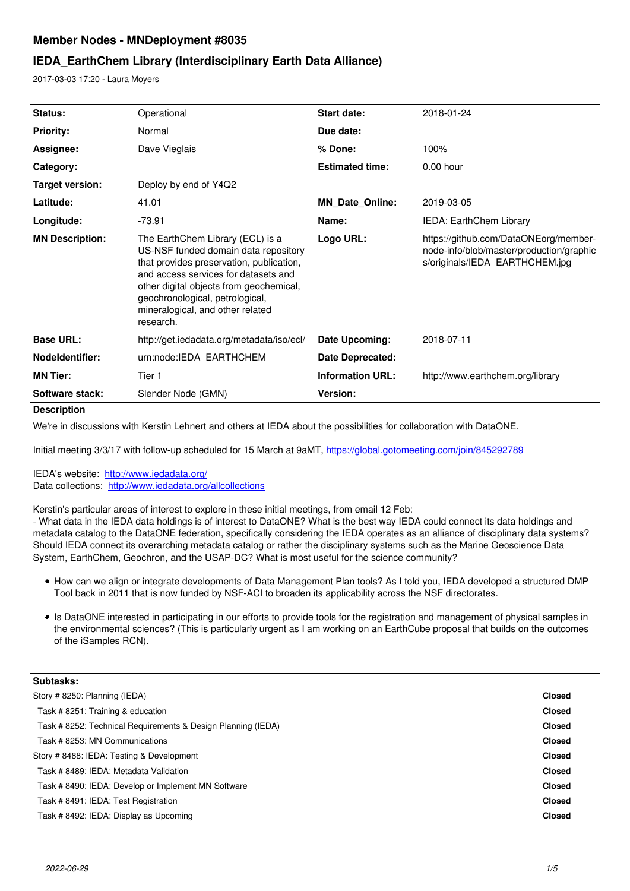# Member Nodes - MNDeployment #8035

## IEDA_EarthChem Library (Interdisciplinary Earth Data Alliance)

2017-03-03 17:20 - Laura Moyers

| | | | |
|---|---|---|---|
| **Status:** | Operational | **Start date:** | 2018-01-24 |
| **Priority:** | Normal | **Due date:** | |
| **Assignee:** | Dave Vieglais | **% Done:** | 100% |
| **Category:** | | **Estimated time:** | 0.00 hour |
| **Target version:** | Deploy by end of Y4Q2 | | |
| **Latitude:** | 41.01 | **MN_Date_Online:** | 2019-03-05 |
| **Longitude:** | -73.91 | **Name:** | IEDA: EarthChem Library |
| **MN Description:** | The EarthChem Library (ECL) is a US-NSF funded domain data repository that provides preservation, publication, and access services for datasets and other digital objects from geochemical, geochronological, petrological, mineralogical, and other related research. | **Logo URL:** | https://github.com/DataONEorg/member-node-info/blob/master/production/graphics/originals/IEDA_EARTHCHEM.jpg |
| **Base URL:** | http://get.iedadata.org/metadata/iso/ecl/ | **Date Upcoming:** | 2018-07-11 |
| **NodeIdentifier:** | urn:node:IEDA_EARTHCHEM | **Date Deprecated:** | |
| **MN Tier:** | Tier 1 | **Information URL:** | http://www.earthchem.org/library |
| **Software stack:** | Slender Node (GMN) | **Version:** | |

**Description**

We're in discussions with Kerstin Lehnert and others at IEDA about the possibilities for collaboration with DataONE.

Initial meeting 3/3/17 with follow-up scheduled for 15 March at 9aMT, https://global.gotomeeting.com/join/845292789

IEDA's website: http://www.iedadata.org/
Data collections: http://www.iedadata.org/allcollections

Kerstin's particular areas of interest to explore in these initial meetings, from email 12 Feb:
- What data in the IEDA data holdings is of interest to DataONE? What is the best way IEDA could connect its data holdings and metadata catalog to the DataONE federation, specifically considering the IEDA operates as an alliance of disciplinary data systems? Should IEDA connect its overarching metadata catalog or rather the disciplinary systems such as the Marine Geoscience Data System, EarthChem, Geochron, and the USAP-DC? What is most useful for the science community?

- How can we align or integrate developments of Data Management Plan tools? As I told you, IEDA developed a structured DMP Tool back in 2011 that is now funded by NSF-ACI to broaden its applicability across the NSF directorates.
- Is DataONE interested in participating in our efforts to provide tools for the registration and management of physical samples in the environmental sciences? (This is particularly urgent as I am working on an EarthCube proposal that builds on the outcomes of the iSamples RCN).

**Subtasks:**

| | |
|---|---|
| Story # 8250: Planning (IEDA) | **Closed** |
| Task # 8251: Training & education | **Closed** |
| Task # 8252: Technical Requirements & Design Planning (IEDA) | **Closed** |
| Task # 8253: MN Communications | **Closed** |
| Story # 8488: IEDA: Testing & Development | **Closed** |
| Task # 8489: IEDA: Metadata Validation | **Closed** |
| Task # 8490: IEDA: Develop or Implement MN Software | **Closed** |
| Task # 8491: IEDA: Test Registration | **Closed** |
| Task # 8492: IEDA: Display as Upcoming | **Closed** |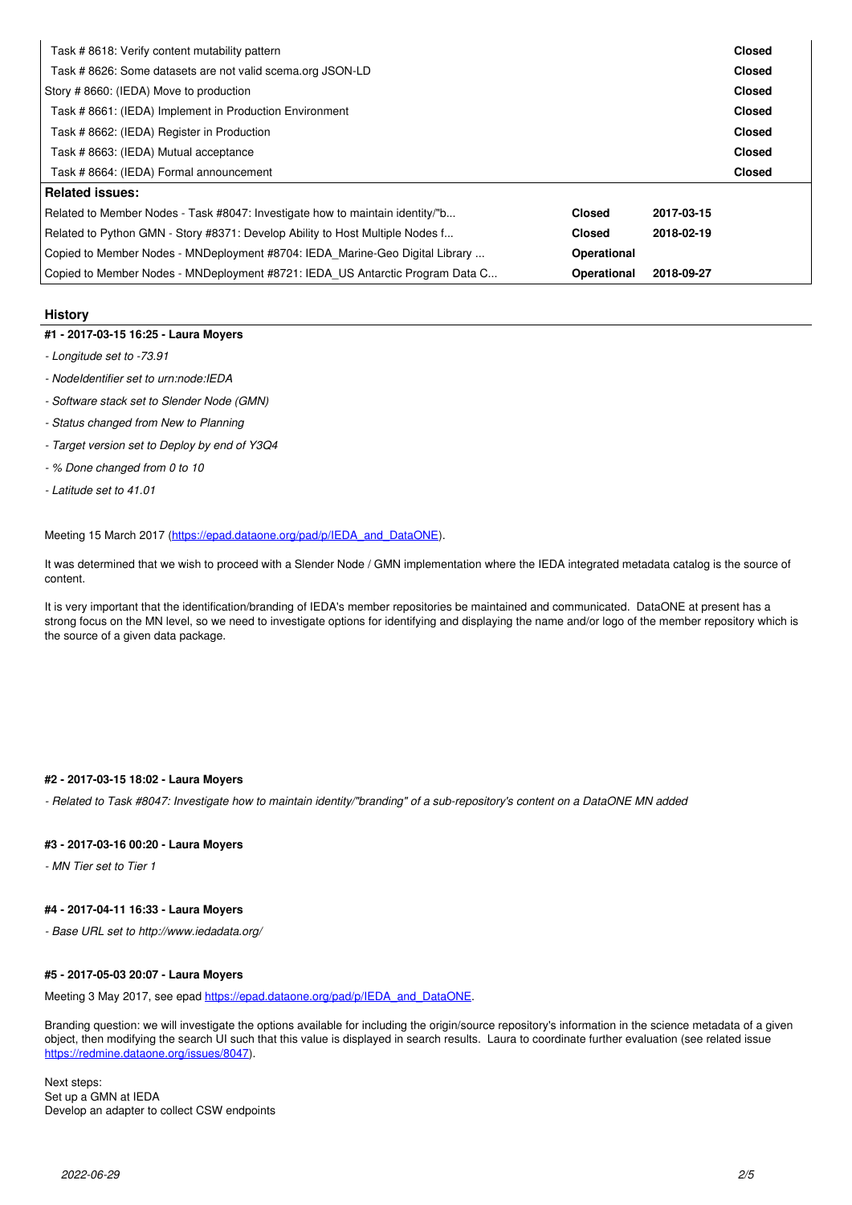| | | |
|---|---|---|
| Task # 8618: Verify content mutability pattern | | Closed |
| Task # 8626: Some datasets are not valid scema.org JSON-LD | | Closed |
| Story # 8660: (IEDA) Move to production | | Closed |
| Task # 8661: (IEDA) Implement in Production Environment | | Closed |
| Task # 8662: (IEDA) Register in Production | | Closed |
| Task # 8663: (IEDA) Mutual acceptance | | Closed |
| Task # 8664: (IEDA) Formal announcement | | Closed |

**Related issues:**

| | | |
|---|---|---|
| Related to Member Nodes - Task #8047: Investigate how to maintain identity/"b... | Closed | 2017-03-15 |
| Related to Python GMN - Story #8371: Develop Ability to Host Multiple Nodes f... | Closed | 2018-02-19 |
| Copied to Member Nodes - MNDeployment #8704: IEDA_Marine-Geo Digital Library ... | Operational | |
| Copied to Member Nodes - MNDeployment #8721: IEDA_US Antarctic Program Data C... | Operational | 2018-09-27 |

## History

#### #1 - 2017-03-15 16:25 - Laura Moyers

- *Longitude set to -73.91*
- *NodeIdentifier set to urn:node:IEDA*
- *Software stack set to Slender Node (GMN)*
- *Status changed from New to Planning*
- *Target version set to Deploy by end of Y3Q4*
- *% Done changed from 0 to 10*
- *Latitude set to 41.01*

Meeting 15 March 2017 (https://epad.dataone.org/pad/p/IEDA_and_DataONE).

It was determined that we wish to proceed with a Slender Node / GMN implementation where the IEDA integrated metadata catalog is the source of content.

It is very important that the identification/branding of IEDA's member repositories be maintained and communicated. DataONE at present has a strong focus on the MN level, so we need to investigate options for identifying and displaying the name and/or logo of the member repository which is the source of a given data package.

#### #2 - 2017-03-15 18:02 - Laura Moyers

- *Related to Task #8047: Investigate how to maintain identity/"branding" of a sub-repository's content on a DataONE MN added*

#### #3 - 2017-03-16 00:20 - Laura Moyers

- *MN Tier set to Tier 1*

#### #4 - 2017-04-11 16:33 - Laura Moyers

- *Base URL set to http://www.iedadata.org/*

#### #5 - 2017-05-03 20:07 - Laura Moyers

Meeting 3 May 2017, see epad https://epad.dataone.org/pad/p/IEDA_and_DataONE.

Branding question: we will investigate the options available for including the origin/source repository's information in the science metadata of a given object, then modifying the search UI such that this value is displayed in search results. Laura to coordinate further evaluation (see related issue https://redmine.dataone.org/issues/8047).

Next steps:
Set up a GMN at IEDA
Develop an adapter to collect CSW endpoints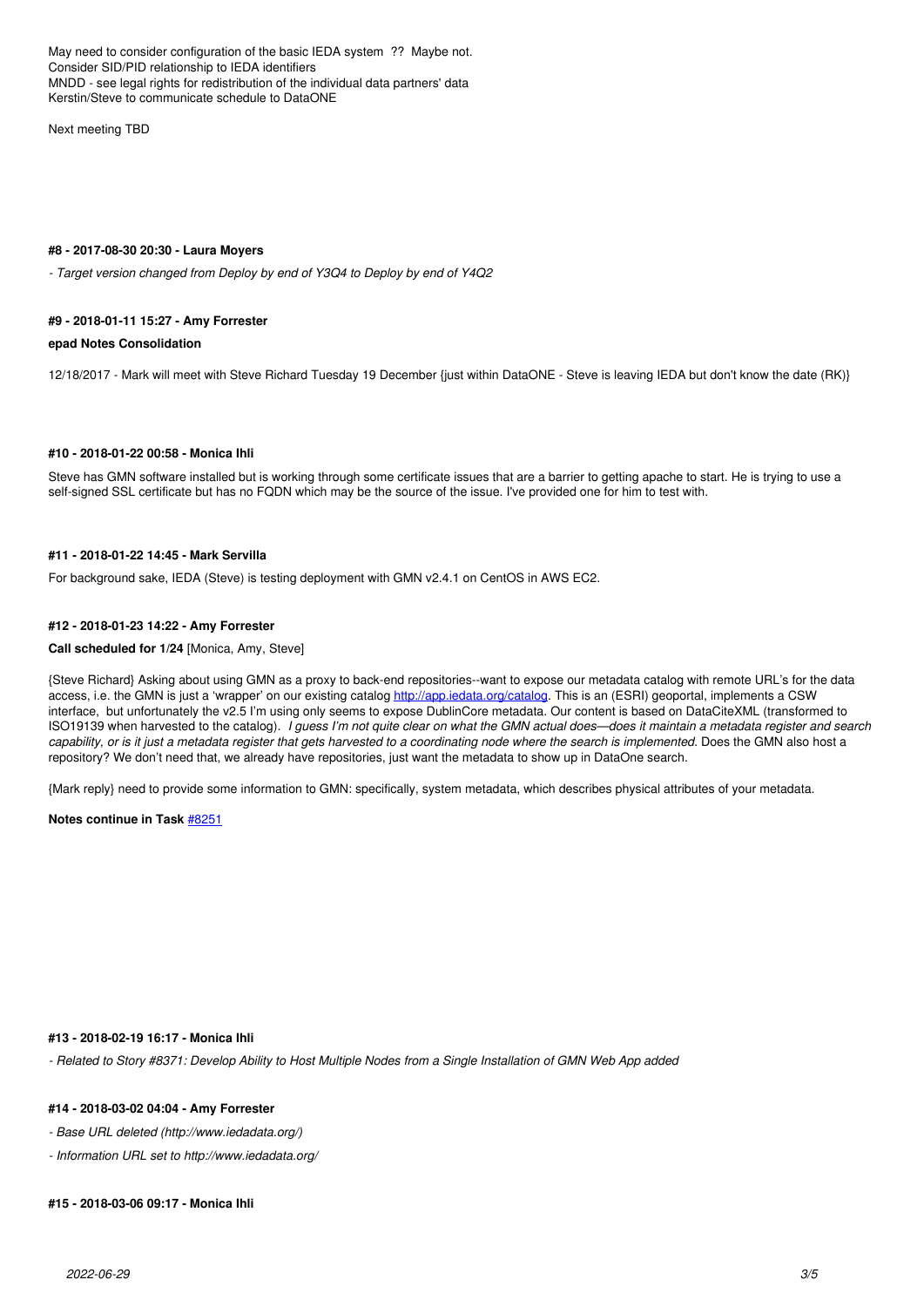May need to consider configuration of the basic IEDA system ?? Maybe not.
Consider SID/PID relationship to IEDA identifiers
MNDD - see legal rights for redistribution of the individual data partners' data
Kerstin/Steve to communicate schedule to DataONE

Next meeting TBD

#### #8 - 2017-08-30 20:30 - Laura Moyers

*- Target version changed from Deploy by end of Y3Q4 to Deploy by end of Y4Q2*

#### #9 - 2018-01-11 15:27 - Amy Forrester

**epad Notes Consolidation**

12/18/2017 - Mark will meet with Steve Richard Tuesday 19 December {just within DataONE - Steve is leaving IEDA but don't know the date (RK)}

#### #10 - 2018-01-22 00:58 - Monica Ihli

Steve has GMN software installed but is working through some certificate issues that are a barrier to getting apache to start. He is trying to use a self-signed SSL certificate but has no FQDN which may be the source of the issue. I've provided one for him to test with.

#### #11 - 2018-01-22 14:45 - Mark Servilla

For background sake, IEDA (Steve) is testing deployment with GMN v2.4.1 on CentOS in AWS EC2.

#### #12 - 2018-01-23 14:22 - Amy Forrester

**Call scheduled for 1/24** [Monica, Amy, Steve]

{Steve Richard} Asking about using GMN as a proxy to back-end repositories--want to expose our metadata catalog with remote URL's for the data access, i.e. the GMN is just a 'wrapper' on our existing catalog http://app.iedata.org/catalog. This is an (ESRI) geoportal, implements a CSW interface, but unfortunately the v2.5 I'm using only seems to expose DublinCore metadata. Our content is based on DataCiteXML (transformed to ISO19139 when harvested to the catalog). *I guess I'm not quite clear on what the GMN actual does—does it maintain a metadata register and search capability, or is it just a metadata register that gets harvested to a coordinating node where the search is implemented.* Does the GMN also host a repository? We don't need that, we already have repositories, just want the metadata to show up in DataOne search.

{Mark reply} need to provide some information to GMN: specifically, system metadata, which describes physical attributes of your metadata.

**Notes continue in Task** #8251

#### #13 - 2018-02-19 16:17 - Monica Ihli

*- Related to Story #8371: Develop Ability to Host Multiple Nodes from a Single Installation of GMN Web App added*

#### #14 - 2018-03-02 04:04 - Amy Forrester

*- Base URL deleted (http://www.iedadata.org/)*

*- Information URL set to http://www.iedadata.org/*

#### #15 - 2018-03-06 09:17 - Monica Ihli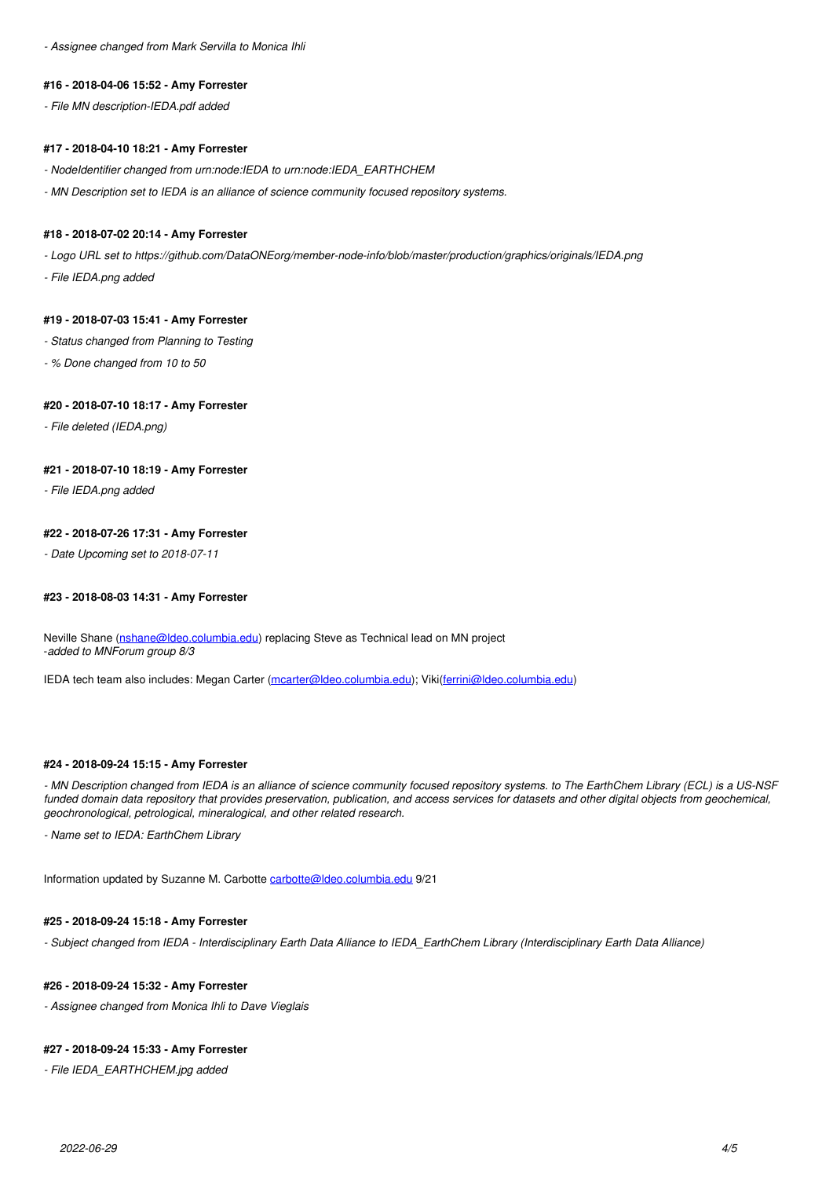*- Assignee changed from Mark Servilla to Monica Ihli*

#### #16 - 2018-04-06 15:52 - Amy Forrester

*- File MN description-IEDA.pdf added*

#### #17 - 2018-04-10 18:21 - Amy Forrester

*- NodeIdentifier changed from urn:node:IEDA to urn:node:IEDA_EARTHCHEM*

*- MN Description set to IEDA is an alliance of science community focused repository systems.*

#### #18 - 2018-07-02 20:14 - Amy Forrester

*- Logo URL set to https://github.com/DataONEorg/member-node-info/blob/master/production/graphics/originals/IEDA.png*

*- File IEDA.png added*

#### #19 - 2018-07-03 15:41 - Amy Forrester

*- Status changed from Planning to Testing*

*- % Done changed from 10 to 50*

#### #20 - 2018-07-10 18:17 - Amy Forrester

*- File deleted (IEDA.png)*

#### #21 - 2018-07-10 18:19 - Amy Forrester

*- File IEDA.png added*

#### #22 - 2018-07-26 17:31 - Amy Forrester

*- Date Upcoming set to 2018-07-11*

#### #23 - 2018-08-03 14:31 - Amy Forrester

Neville Shane (nshane@ldeo.columbia.edu) replacing Steve as Technical lead on MN project
*-added to MNForum group 8/3*

IEDA tech team also includes: Megan Carter (mcarter@ldeo.columbia.edu); Viki(ferrini@ldeo.columbia.edu)

#### #24 - 2018-09-24 15:15 - Amy Forrester

*- MN Description changed from IEDA is an alliance of science community focused repository systems. to The EarthChem Library (ECL) is a US-NSF funded domain data repository that provides preservation, publication, and access services for datasets and other digital objects from geochemical, geochronological, petrological, mineralogical, and other related research.*

*- Name set to IEDA: EarthChem Library*

Information updated by Suzanne M. Carbotte carbotte@ldeo.columbia.edu 9/21

#### #25 - 2018-09-24 15:18 - Amy Forrester

*- Subject changed from IEDA - Interdisciplinary Earth Data Alliance to IEDA_EarthChem Library (Interdisciplinary Earth Data Alliance)*

#### #26 - 2018-09-24 15:32 - Amy Forrester

*- Assignee changed from Monica Ihli to Dave Vieglais*

#### #27 - 2018-09-24 15:33 - Amy Forrester

*- File IEDA_EARTHCHEM.jpg added*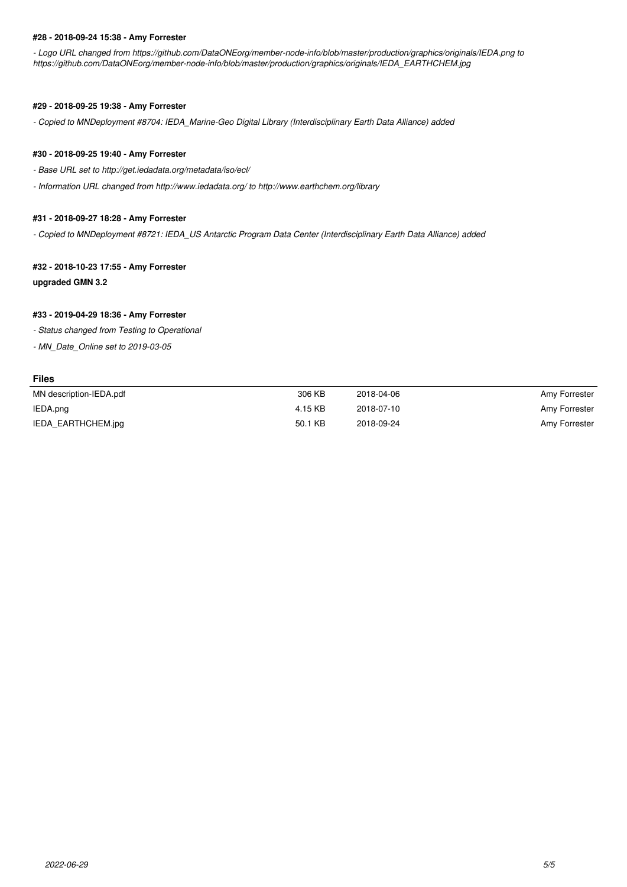#### #28 - 2018-09-24 15:38 - Amy Forrester

*- Logo URL changed from https://github.com/DataONEorg/member-node-info/blob/master/production/graphics/originals/IEDA.png to https://github.com/DataONEorg/member-node-info/blob/master/production/graphics/originals/IEDA_EARTHCHEM.jpg*

#### #29 - 2018-09-25 19:38 - Amy Forrester

*- Copied to MNDeployment #8704: IEDA_Marine-Geo Digital Library (Interdisciplinary Earth Data Alliance) added*

#### #30 - 2018-09-25 19:40 - Amy Forrester

*- Base URL set to http://get.iedadata.org/metadata/iso/ecl/*

*- Information URL changed from http://www.iedadata.org/ to http://www.earthchem.org/library*

#### #31 - 2018-09-27 18:28 - Amy Forrester

*- Copied to MNDeployment #8721: IEDA_US Antarctic Program Data Center (Interdisciplinary Earth Data Alliance) added*

#### #32 - 2018-10-23 17:55 - Amy Forrester

**upgraded GMN 3.2**

#### #33 - 2019-04-29 18:36 - Amy Forrester

*- Status changed from Testing to Operational*

*- MN_Date_Online set to 2019-03-05*

### Files

| | | | |
|---|---|---|---|
| MN description-IEDA.pdf | 306 KB | 2018-04-06 | Amy Forrester |
| IEDA.png | 4.15 KB | 2018-07-10 | Amy Forrester |
| IEDA_EARTHCHEM.jpg | 50.1 KB | 2018-09-24 | Amy Forrester |